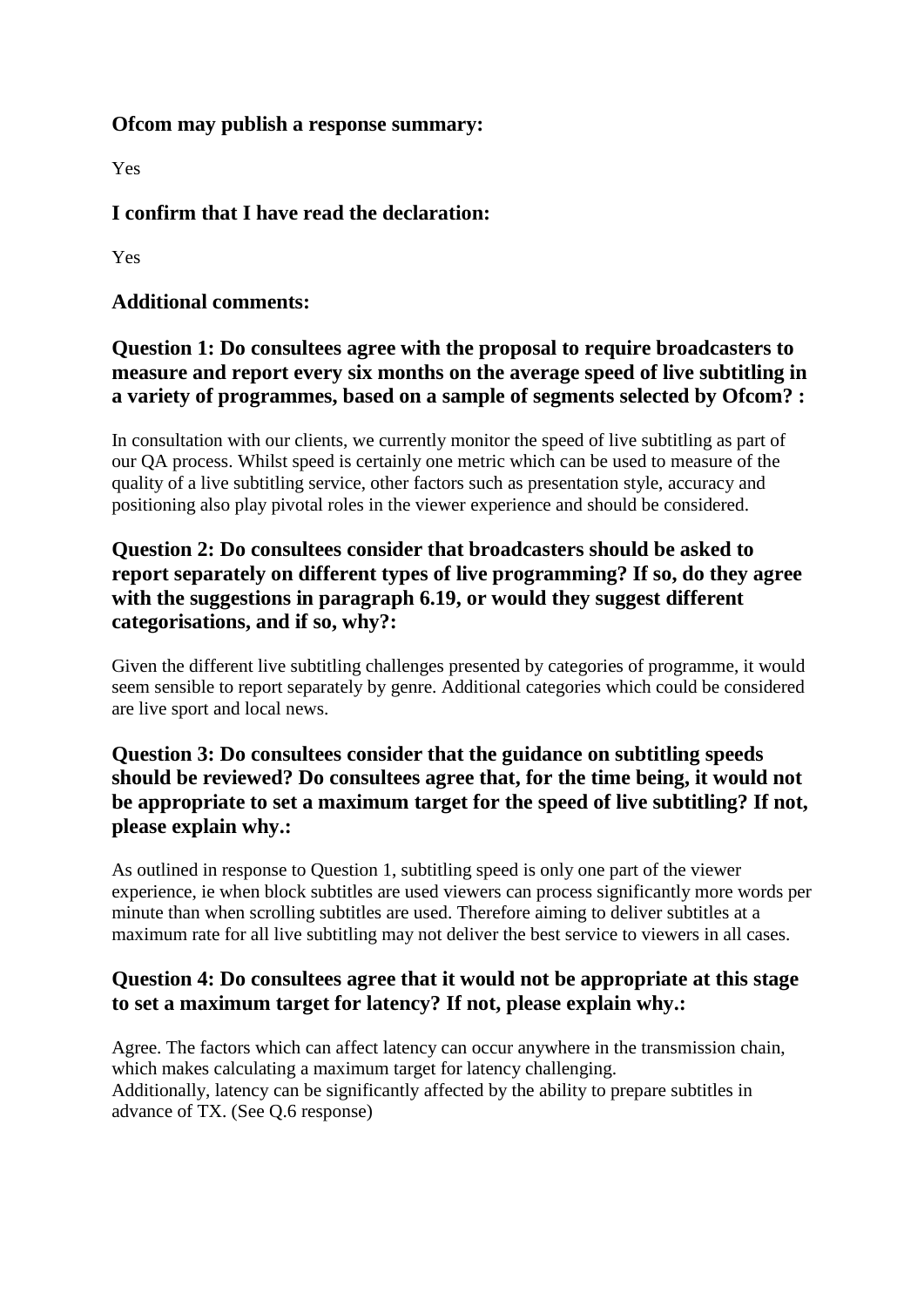### Ofcom may publish a response summary:

Yes

### I confirm that I have read the declaration:

Yes

### Additional comments:

### Question 1: Do consultees agree with the proposal to require broadcasters to measure and report every six months on the average speed of live subtitling in a variety of programmes, based on a sample of segments selected by Ofcom? :

In consultation with our clients, we currently monitor the speed of live subtitling as part of our QA process. Whilst speed is certainly one metric which can be used to measure of the quality of a live subtitling service, other factors such as presentation style, accuracy and positioning also play pivotal roles in the viewer experience and should be considered.

### Question 2: Do consultees consider that broadcasters should be asked to report separately on different types of live programming? If so, do they agree with the suggestions in paragraph 6.19, or would they suggest different categorisations, and if so, why?:

Given the different live subtitling challenges presented by categories of programme, it would seem sensible to report separately by genre. Additional categories which could be considered are live sport and local news.

### Question 3: Do consultees consider that the guidance on subtitling speeds should be reviewed? Do consultees agree that, for the time being, it would not be appropriate to set a maximum target for the speed of live subtitling? If not, please explain why.:

As outlined in response to Question 1, subtitling speed is only one part of the viewer experience, ie when block subtitles are used viewers can process significantly more words per minute than when scrolling subtitles are used. Therefore aiming to deliver subtitles at a maximum rate for all live subtitling may not deliver the best service to viewers in all cases.

### Question 4: Do consultees agree that it would not be appropriate at this stage to set a maximum target for latency? If not, please explain why.:

Agree. The factors which can affect latency can occur anywhere in the transmission chain, which makes calculating a maximum target for latency challenging.
Additionally, latency can be significantly affected by the ability to prepare subtitles in advance of TX. (See Q.6 response)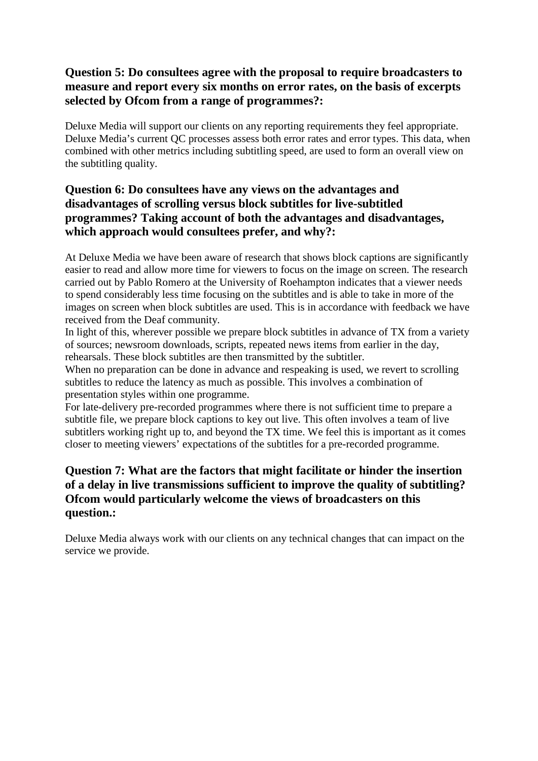**Question 5: Do consultees agree with the proposal to require broadcasters to measure and report every six months on error rates, on the basis of excerpts selected by Ofcom from a range of programmes?:**

Deluxe Media will support our clients on any reporting requirements they feel appropriate. Deluxe Media's current QC processes assess both error rates and error types. This data, when combined with other metrics including subtitling speed, are used to form an overall view on the subtitling quality.

**Question 6: Do consultees have any views on the advantages and disadvantages of scrolling versus block subtitles for live-subtitled programmes? Taking account of both the advantages and disadvantages, which approach would consultees prefer, and why?:**

At Deluxe Media we have been aware of research that shows block captions are significantly easier to read and allow more time for viewers to focus on the image on screen. The research carried out by Pablo Romero at the University of Roehampton indicates that a viewer needs to spend considerably less time focusing on the subtitles and is able to take in more of the images on screen when block subtitles are used. This is in accordance with feedback we have received from the Deaf community.
In light of this, wherever possible we prepare block subtitles in advance of TX from a variety of sources; newsroom downloads, scripts, repeated news items from earlier in the day, rehearsals. These block subtitles are then transmitted by the subtitler.
When no preparation can be done in advance and respeaking is used, we revert to scrolling subtitles to reduce the latency as much as possible. This involves a combination of presentation styles within one programme.
For late-delivery pre-recorded programmes where there is not sufficient time to prepare a subtitle file, we prepare block captions to key out live. This often involves a team of live subtitlers working right up to, and beyond the TX time. We feel this is important as it comes closer to meeting viewers' expectations of the subtitles for a pre-recorded programme.

**Question 7: What are the factors that might facilitate or hinder the insertion of a delay in live transmissions sufficient to improve the quality of subtitling? Ofcom would particularly welcome the views of broadcasters on this question.:**

Deluxe Media always work with our clients on any technical changes that can impact on the service we provide.